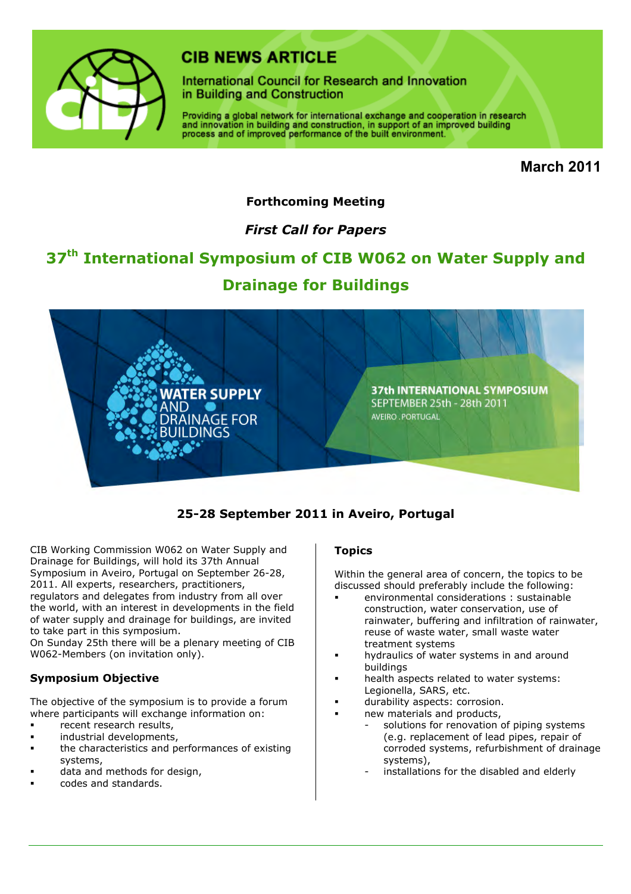# CIB NEWS ARTICLE

International Council for Research and Innovation in Building and Construction

Providing a global network for international exchange and cooperation in research and innovation in building and construction, in support of an improved building process and of improved performance of the built environment.

**March 2011**

**Forthcoming Meeting**

***First Call for Papers***

## 37th International Symposium of CIB W062 on Water Supply and Drainage for Buildings

**WATER SUPPLY AND DRAINAGE FOR BUILDINGS**

**37th INTERNATIONAL SYMPOSIUM**
SEPTEMBER 25th - 28th 2011
AVEIRO . PORTUGAL

**25-28 September 2011 in Aveiro, Portugal**

CIB Working Commission W062 on Water Supply and Drainage for Buildings, will hold its 37th Annual Symposium in Aveiro, Portugal on September 26-28, 2011. All experts, researchers, practitioners, regulators and delegates from industry from all over the world, with an interest in developments in the field of water supply and drainage for buildings, are invited to take part in this symposium.
On Sunday 25th there will be a plenary meeting of CIB W062-Members (on invitation only).

### Symposium Objective

The objective of the symposium is to provide a forum where participants will exchange information on:

- recent research results,
- industrial developments,
- the characteristics and performances of existing systems,
- data and methods for design,
- codes and standards.

### Topics

Within the general area of concern, the topics to be discussed should preferably include the following:

- environmental considerations : sustainable construction, water conservation, use of rainwater, buffering and infiltration of rainwater, reuse of waste water, small waste water treatment systems
- hydraulics of water systems in and around buildings
- health aspects related to water systems: Legionella, SARS, etc.
- durability aspects: corrosion.
- new materials and products,
  - solutions for renovation of piping systems (e.g. replacement of lead pipes, repair of corroded systems, refurbishment of drainage systems),
  - installations for the disabled and elderly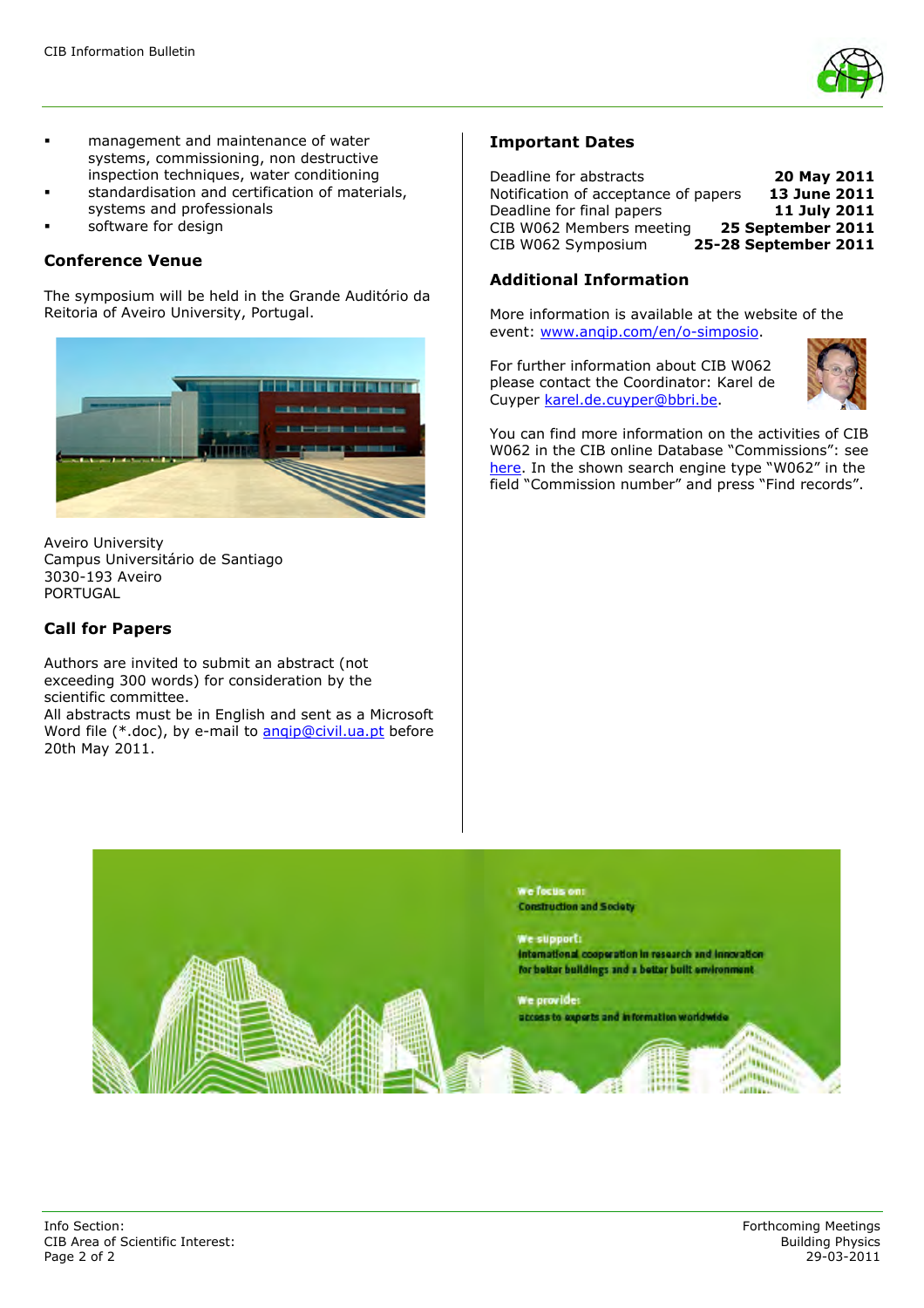- management and maintenance of water systems, commissioning, non destructive inspection techniques, water conditioning
- standardisation and certification of materials, systems and professionals
- software for design

## Conference Venue

The symposium will be held in the Grande Auditório da Reitoria of Aveiro University, Portugal.

Aveiro University
Campus Universitário de Santiago
3030-193 Aveiro
PORTUGAL

## Call for Papers

Authors are invited to submit an abstract (not exceeding 300 words) for consideration by the scientific committee.
All abstracts must be in English and sent as a Microsoft Word file (*.doc), by e-mail to anqip@civil.ua.pt before 20th May 2011.

## Important Dates

| | |
|---|---|
| Deadline for abstracts | **20 May 2011** |
| Notification of acceptance of papers | **13 June 2011** |
| Deadline for final papers | **11 July 2011** |
| CIB W062 Members meeting | **25 September 2011** |
| CIB W062 Symposium | **25-28 September 2011** |

## Additional Information

More information is available at the website of the event: www.anqip.com/en/o-simposio.

For further information about CIB W062 please contact the Coordinator: Karel de Cuyper karel.de.cuyper@bbri.be.

You can find more information on the activities of CIB W062 in the CIB online Database "Commissions": see here. In the shown search engine type "W062" in the field "Commission number" and press "Find records".

We focus on:
Construction and Society

We support:
International cooperation in research and innovation for better buildings and a better built environment

We provide:
access to experts and information worldwide